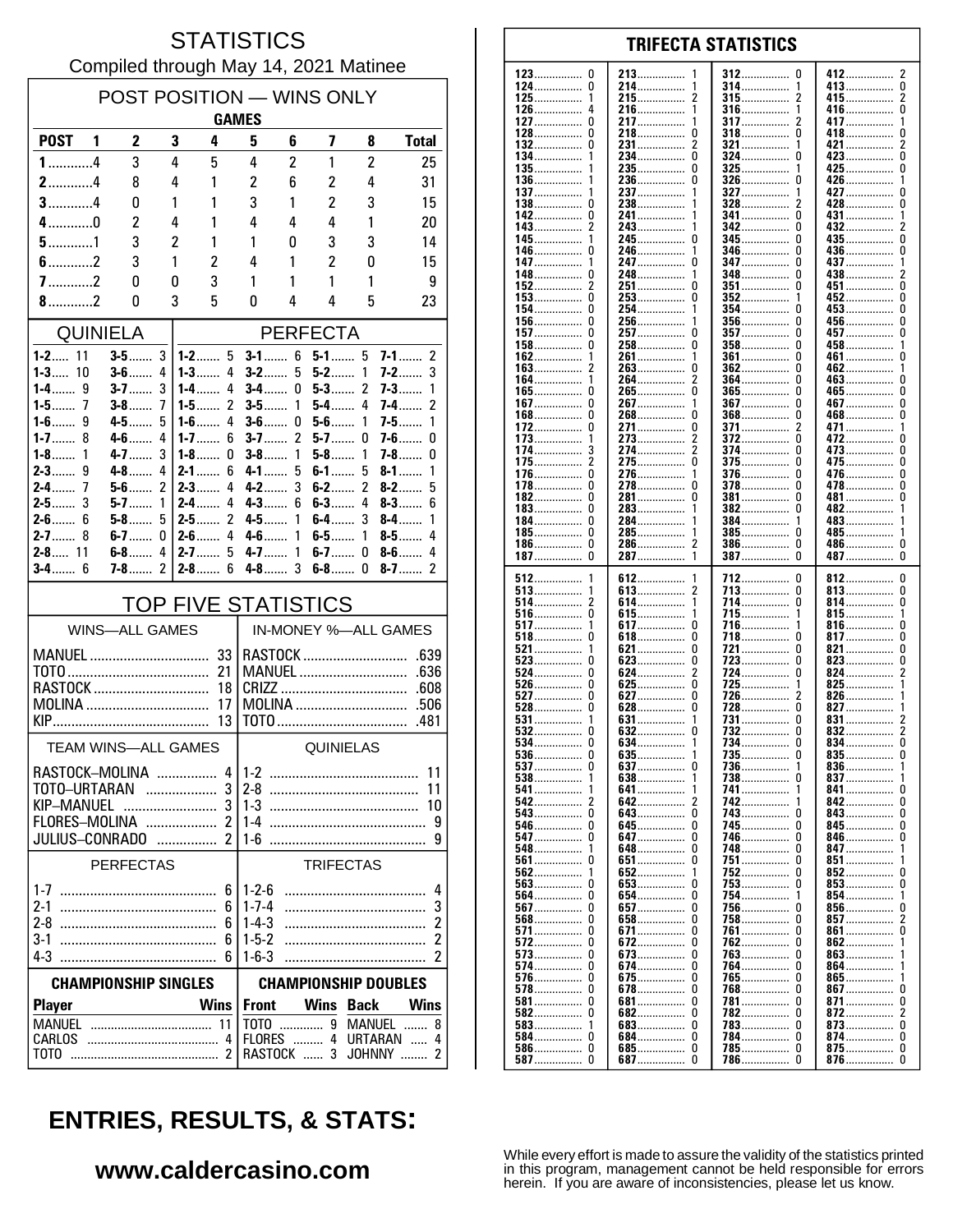# STATISTICS

Compiled through May 14, 2021 Matinee

## POST POSITION — WINS ONLY

| POST | GAMES 1 | 2 | 3 | 4 | 5 | 6 | 7 | 8 | Total |
|---|---|---|---|---|---|---|---|---|---|
| 1 | 4 | 3 | 4 | 5 | 4 | 2 | 1 | 2 | 25 |
| 2 | 4 | 8 | 4 | 1 | 2 | 6 | 2 | 4 | 31 |
| 3 | 4 | 0 | 1 | 1 | 3 | 1 | 2 | 3 | 15 |
| 4 | 0 | 2 | 4 | 1 | 4 | 4 | 4 | 1 | 20 |
| 5 | 1 | 3 | 2 | 1 | 1 | 0 | 3 | 3 | 14 |
| 6 | 2 | 3 | 1 | 2 | 4 | 1 | 2 | 0 | 15 |
| 7 | 2 | 0 | 0 | 3 | 1 | 1 | 1 | 1 | 9 |
| 8 | 2 | 0 | 3 | 5 | 0 | 4 | 4 | 5 | 23 |

## QUINIELA

| | | | |
|---|---|---|---|
| 1-2 | 11 | 3-5 | 3 |
| 1-3 | 10 | 3-6 | 4 |
| 1-4 | 9 | 3-7 | 3 |
| 1-5 | 7 | 3-8 | 7 |
| 1-6 | 9 | 4-5 | 5 |
| 1-7 | 8 | 4-6 | 4 |
| 1-8 | 1 | 4-7 | 3 |
| 2-3 | 9 | 4-8 | 4 |
| 2-4 | 7 | 5-6 | 2 |
| 2-5 | 3 | 5-7 | 1 |
| 2-6 | 6 | 5-8 | 5 |
| 2-7 | 8 | 6-7 | 0 |
| 2-8 | 11 | 6-8 | 4 |
| 3-4 | 6 | 7-8 | 2 |

## PERFECTA

| | | | | | | | |
|---|---|---|---|---|---|---|---|
| 1-2 | 5 | 3-1 | 6 | 5-1 | 5 | 7-1 | 2 |
| 1-3 | 4 | 3-2 | 5 | 5-2 | 1 | 7-2 | 3 |
| 1-4 | 4 | 3-4 | 0 | 5-3 | 2 | 7-3 | 1 |
| 1-5 | 2 | 3-5 | 1 | 5-4 | 4 | 7-4 | 2 |
| 1-6 | 4 | 3-6 | 0 | 5-6 | 1 | 7-5 | 1 |
| 1-7 | 6 | 3-7 | 2 | 5-7 | 0 | 7-6 | 0 |
| 1-8 | 0 | 3-8 | 1 | 5-8 | 1 | 7-8 | 0 |
| 2-1 | 6 | 4-1 | 5 | 6-1 | 5 | 8-1 | 1 |
| 2-3 | 4 | 4-2 | 3 | 6-2 | 2 | 8-2 | 5 |
| 2-4 | 4 | 4-3 | 6 | 6-3 | 4 | 8-3 | 6 |
| 2-5 | 2 | 4-5 | 1 | 6-4 | 3 | 8-4 | 1 |
| 2-6 | 4 | 4-6 | 1 | 6-5 | 1 | 8-5 | 4 |
| 2-7 | 5 | 4-7 | 1 | 6-7 | 0 | 8-6 | 4 |
| 2-8 | 6 | 4-8 | 3 | 6-8 | 0 | 8-7 | 2 |

## TOP FIVE STATISTICS

| WINS—ALL GAMES | | IN-MONEY %—ALL GAMES | |
|---|---|---|---|
| MANUEL | 33 | RASTOCK | .639 |
| TOTO | 21 | MANUEL | .636 |
| RASTOCK | 18 | CRIZZ | .608 |
| MOLINA | 17 | MOLINA | .506 |
| KIP | 13 | TOTO | .481 |

| TEAM WINS—ALL GAMES | | QUINIELAS | |
|---|---|---|---|
| RASTOCK–MOLINA | 4 | 1-2 | 11 |
| TOTO–URTARAN | 3 | 2-8 | 11 |
| KIP–MANUEL | 3 | 1-3 | 10 |
| FLORES–MOLINA | 2 | 1-4 | 9 |
| JULIUS–CONRADO | 2 | 1-6 | 9 |

| PERFECTAS | | TRIFECTAS | |
|---|---|---|---|
| 1-7 | 6 | 1-2-6 | 4 |
| 2-1 | 6 | 1-7-4 | 3 |
| 2-8 | 6 | 1-4-3 | 2 |
| 3-1 | 6 | 1-5-2 | 2 |
| 4-3 | 6 | 1-6-3 | 2 |

| CHAMPIONSHIP SINGLES | | CHAMPIONSHIP DOUBLES | | | |
|---|---|---|---|---|---|
| Player | Wins | Front | Wins | Back | Wins |
| MANUEL | 11 | TOTO | 9 | MANUEL | 8 |
| CARLOS | 4 | FLORES | 4 | URTARAN | 4 |
| TOTO | 2 | RASTOCK | 3 | JOHNNY | 2 |

## TRIFECTA STATISTICS

| | | | | | | | |
|---|---|---|---|---|---|---|---|
| 123 | 0 | 213 | 1 | 312 | 0 | 412 | 2 |
| 124 | 0 | 214 | 1 | 314 | 1 | 413 | 0 |
| 125 | 1 | 215 | 2 | 315 | 2 | 415 | 2 |
| 126 | 4 | 216 | 1 | 316 | 1 | 416 | 0 |
| 127 | 0 | 217 | 1 | 317 | 2 | 417 | 1 |
| 128 | 0 | 218 | 0 | 318 | 0 | 418 | 0 |
| 132 | 0 | 231 | 2 | 321 | 1 | 421 | 2 |
| 134 | 1 | 234 | 0 | 324 | 0 | 423 | 0 |
| 135 | 1 | 235 | 0 | 325 | 1 | 425 | 0 |
| 136 | 1 | 236 | 0 | 326 | 0 | 426 | 1 |
| 137 | 1 | 237 | 1 | 327 | 1 | 427 | 0 |
| 138 | 0 | 238 | 1 | 328 | 2 | 428 | 0 |
| 142 | 0 | 241 | 1 | 341 | 0 | 431 | 1 |
| 143 | 2 | 243 | 1 | 342 | 0 | 432 | 2 |
| 145 | 1 | 245 | 0 | 345 | 0 | 435 | 0 |
| 146 | 0 | 246 | 1 | 346 | 0 | 436 | 0 |
| 147 | 1 | 247 | 0 | 347 | 0 | 437 | 1 |
| 148 | 0 | 248 | 1 | 348 | 0 | 438 | 2 |
| 152 | 2 | 251 | 0 | 351 | 0 | 451 | 0 |
| 153 | 0 | 253 | 0 | 352 | 1 | 452 | 0 |
| 154 | 0 | 254 | 1 | 354 | 0 | 453 | 0 |
| 156 | 0 | 256 | 1 | 356 | 0 | 456 | 0 |
| 157 | 0 | 257 | 0 | 357 | 0 | 457 | 0 |
| 158 | 0 | 258 | 0 | 358 | 0 | 458 | 1 |
| 162 | 1 | 261 | 1 | 361 | 0 | 461 | 0 |
| 163 | 2 | 263 | 0 | 362 | 0 | 462 | 1 |
| 164 | 1 | 264 | 2 | 364 | 0 | 463 | 0 |
| 165 | 0 | 265 | 0 | 365 | 0 | 465 | 0 |
| 167 | 0 | 267 | 1 | 367 | 0 | 467 | 0 |
| 168 | 0 | 268 | 0 | 368 | 0 | 468 | 0 |
| 172 | 0 | 271 | 0 | 371 | 2 | 471 | 1 |
| 173 | 1 | 273 | 2 | 372 | 0 | 472 | 0 |
| 174 | 3 | 274 | 2 | 374 | 0 | 473 | 0 |
| 175 | 2 | 275 | 0 | 375 | 0 | 475 | 0 |
| 176 | 0 | 276 | 1 | 376 | 0 | 476 | 0 |
| 178 | 0 | 278 | 0 | 378 | 0 | 478 | 0 |
| 182 | 0 | 281 | 0 | 381 | 0 | 481 | 0 |
| 183 | 0 | 283 | 1 | 382 | 0 | 482 | 1 |
| 184 | 0 | 284 | 1 | 384 | 1 | 483 | 1 |
| 185 | 0 | 285 | 1 | 385 | 0 | 485 | 1 |
| 186 | 0 | 286 | 2 | 386 | 0 | 486 | 0 |
| 187 | 0 | 287 | 1 | 387 | 0 | 487 | 0 |
| 512 | 1 | 612 | 1 | 712 | 0 | 812 | 0 |
| 513 | 1 | 613 | 2 | 713 | 0 | 813 | 0 |
| 514 | 2 | 614 | 1 | 714 | 0 | 814 | 0 |
| 516 | 0 | 615 | 1 | 715 | 1 | 815 | 1 |
| 517 | 1 | 617 | 0 | 716 | 1 | 816 | 0 |
| 518 | 0 | 618 | 0 | 718 | 0 | 817 | 0 |
| 521 | 1 | 621 | 0 | 721 | 0 | 821 | 0 |
| 523 | 0 | 623 | 0 | 723 | 0 | 823 | 0 |
| 524 | 0 | 624 | 2 | 724 | 0 | 824 | 2 |
| 526 | 0 | 625 | 0 | 725 | 1 | 825 | 1 |
| 527 | 0 | 627 | 0 | 726 | 2 | 826 | 1 |
| 528 | 0 | 628 | 0 | 728 | 0 | 827 | 1 |
| 531 | 1 | 631 | 1 | 731 | 0 | 831 | 2 |
| 532 | 0 | 632 | 0 | 732 | 0 | 832 | 2 |
| 534 | 0 | 634 | 1 | 734 | 0 | 834 | 0 |
| 536 | 0 | 635 | 1 | 735 | 0 | 835 | 0 |
| 537 | 0 | 637 | 0 | 736 | 1 | 836 | 1 |
| 538 | 1 | 638 | 1 | 738 | 0 | 837 | 1 |
| 541 | 1 | 641 | 1 | 741 | 1 | 841 | 0 |
| 542 | 2 | 642 | 2 | 742 | 1 | 842 | 0 |
| 543 | 0 | 643 | 0 | 743 | 0 | 843 | 0 |
| 546 | 0 | 645 | 0 | 745 | 0 | 845 | 0 |
| 547 | 0 | 647 | 0 | 746 | 0 | 846 | 0 |
| 548 | 1 | 648 | 0 | 748 | 0 | 847 | 1 |
| 561 | 0 | 651 | 0 | 751 | 0 | 851 | 1 |
| 562 | 1 | 652 | 1 | 752 | 0 | 852 | 0 |
| 563 | 0 | 653 | 0 | 753 | 0 | 853 | 0 |
| 564 | 0 | 654 | 0 | 754 | 1 | 854 | 1 |
| 567 | 0 | 657 | 0 | 756 | 0 | 856 | 0 |
| 568 | 0 | 658 | 0 | 758 | 0 | 857 | 2 |
| 571 | 0 | 671 | 0 | 761 | 0 | 861 | 0 |
| 572 | 0 | 672 | 0 | 762 | 0 | 862 | 1 |
| 573 | 0 | 673 | 0 | 763 | 0 | 863 | 1 |
| 574 | 0 | 674 | 0 | 764 | 0 | 864 | 1 |
| 576 | 0 | 675 | 0 | 765 | 0 | 865 | 1 |
| 578 | 0 | 678 | 0 | 768 | 0 | 867 | 0 |
| 581 | 0 | 681 | 0 | 781 | 0 | 871 | 0 |
| 582 | 0 | 682 | 0 | 782 | 0 | 872 | 2 |
| 583 | 1 | 683 | 0 | 783 | 0 | 873 | 0 |
| 584 | 0 | 684 | 0 | 784 | 0 | 874 | 0 |
| 586 | 0 | 685 | 0 | 785 | 0 | 875 | 0 |
| 587 | 0 | 687 | 0 | 786 | 0 | 876 | 0 |

## ENTRIES, RESULTS, & STATS:

**www.caldercasino.com**

While every effort is made to assure the validity of the statistics printed in this program, management cannot be held responsible for errors herein. If you are aware of inconsistencies, please let us know.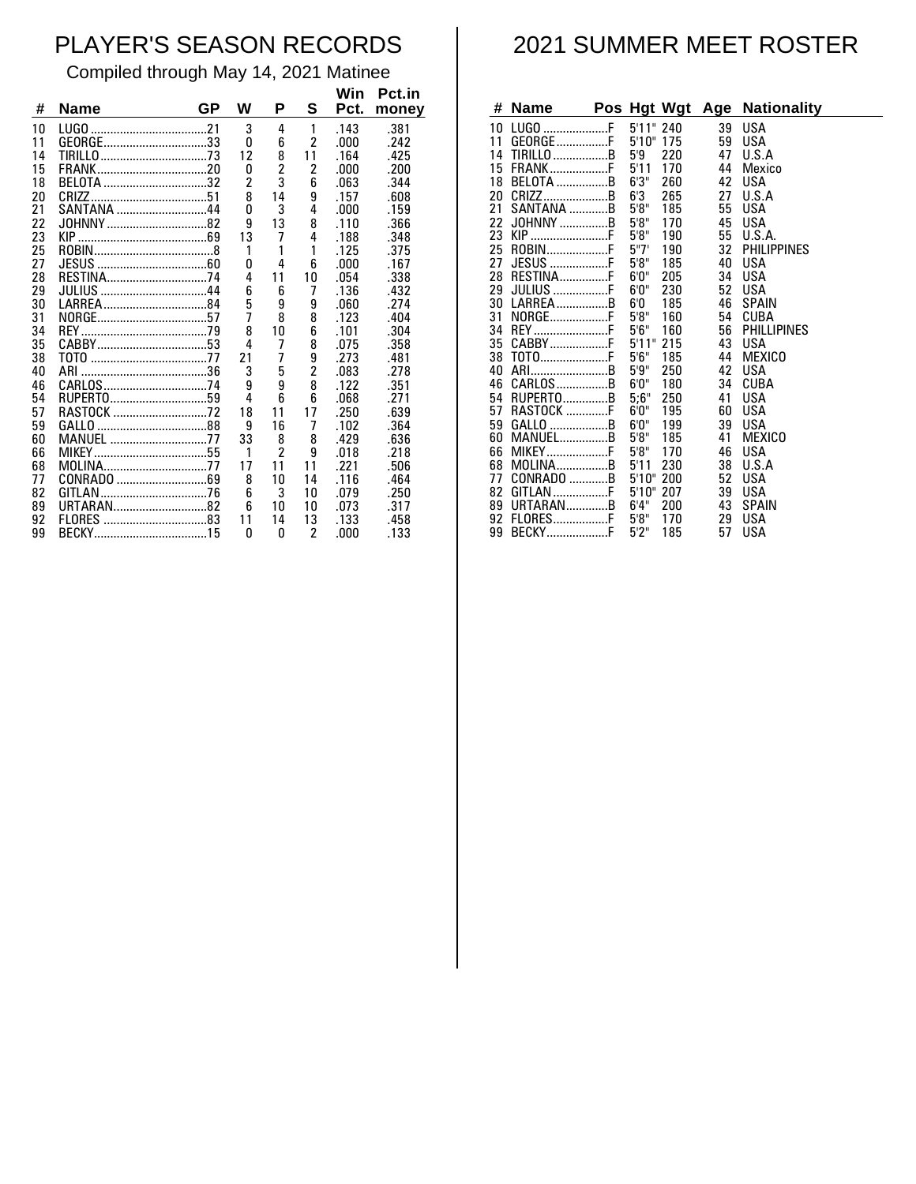# PLAYER'S SEASON RECORDS

Compiled through May 14, 2021 Matinee

| # | Name | GP | W | P | S | Win Pct. | Pct.in money |
|---|---|---|---|---|---|---|---|
| 10 | LUGO | 21 | 3 | 4 | 1 | .143 | .381 |
| 11 | GEORGE | 33 | 0 | 6 | 2 | .000 | .242 |
| 14 | TIRILLO | 73 | 12 | 8 | 11 | .164 | .425 |
| 15 | FRANK | 20 | 0 | 2 | 2 | .000 | .200 |
| 18 | BELOTA | 32 | 2 | 3 | 6 | .063 | .344 |
| 20 | CRIZZ | 51 | 8 | 14 | 9 | .157 | .608 |
| 21 | SANTANA | 44 | 0 | 3 | 4 | .000 | .159 |
| 22 | JOHNNY | 82 | 9 | 13 | 8 | .110 | .366 |
| 23 | KIP | 69 | 13 | 7 | 4 | .188 | .348 |
| 25 | ROBIN | 8 | 1 | 1 | 1 | .125 | .375 |
| 27 | JESUS | 60 | 0 | 4 | 6 | .000 | .167 |
| 28 | RESTINA | 74 | 4 | 11 | 10 | .054 | .338 |
| 29 | JULIUS | 44 | 6 | 6 | 7 | .136 | .432 |
| 30 | LARREA | 84 | 5 | 9 | 9 | .060 | .274 |
| 31 | NORGE | 57 | 7 | 8 | 8 | .123 | .404 |
| 34 | REY | 79 | 8 | 10 | 6 | .101 | .304 |
| 35 | CABBY | 53 | 4 | 7 | 8 | .075 | .358 |
| 38 | TOTO | 77 | 21 | 7 | 9 | .273 | .481 |
| 40 | ARI | 36 | 3 | 5 | 2 | .083 | .278 |
| 46 | CARLOS | 74 | 9 | 9 | 8 | .122 | .351 |
| 54 | RUPERTO | 59 | 4 | 6 | 6 | .068 | .271 |
| 57 | RASTOCK | 72 | 18 | 11 | 17 | .250 | .639 |
| 59 | GALLO | 88 | 9 | 16 | 7 | .102 | .364 |
| 60 | MANUEL | 77 | 33 | 8 | 8 | .429 | .636 |
| 66 | MIKEY | 55 | 1 | 2 | 9 | .018 | .218 |
| 68 | MOLINA | 77 | 17 | 11 | 11 | .221 | .506 |
| 77 | CONRADO | 69 | 8 | 10 | 14 | .116 | .464 |
| 82 | GITLAN | 76 | 6 | 3 | 10 | .079 | .250 |
| 89 | URTARAN | 82 | 6 | 10 | 10 | .073 | .317 |
| 92 | FLORES | 83 | 11 | 14 | 13 | .133 | .458 |
| 99 | BECKY | 15 | 0 | 0 | 2 | .000 | .133 |

# 2021 SUMMER MEET ROSTER

| # | Name | Pos | Hgt | Wgt | Age | Nationality |
|---|---|---|---|---|---|---|
| 10 | LUGO | F | 5'11" | 240 | 39 | USA |
| 11 | GEORGE | F | 5'10" | 175 | 59 | USA |
| 14 | TIRILLO | B | 5'9 | 220 | 47 | U.S.A |
| 15 | FRANK | F | 5'11 | 170 | 44 | Mexico |
| 18 | BELOTA | B | 6'3" | 260 | 42 | USA |
| 20 | CRIZZ | B | 6'3 | 265 | 27 | U.S.A |
| 21 | SANTANA | B | 5'8" | 185 | 55 | USA |
| 22 | JOHNNY | B | 5'8" | 170 | 45 | USA |
| 23 | KIP | F | 5'8" | 190 | 55 | U.S.A. |
| 25 | ROBIN | F | 5"7' | 190 | 32 | PHILIPPINES |
| 27 | JESUS | F | 5'8" | 185 | 40 | USA |
| 28 | RESTINA | F | 6'0" | 205 | 34 | USA |
| 29 | JULIUS | F | 6'0" | 230 | 52 | USA |
| 30 | LARREA | B | 6'0 | 185 | 46 | SPAIN |
| 31 | NORGE | F | 5'8" | 160 | 54 | CUBA |
| 34 | REY | F | 5'6" | 160 | 56 | PHILLIPINES |
| 35 | CABBY | F | 5'11" | 215 | 43 | USA |
| 38 | TOTO | F | 5'6" | 185 | 44 | MEXICO |
| 40 | ARI | B | 5'9" | 250 | 42 | USA |
| 46 | CARLOS | B | 6'0" | 180 | 34 | CUBA |
| 54 | RUPERTO | B | 5;6" | 250 | 41 | USA |
| 57 | RASTOCK | F | 6'0" | 195 | 60 | USA |
| 59 | GALLO | B | 6'0" | 199 | 39 | USA |
| 60 | MANUEL | B | 5'8" | 185 | 41 | MEXICO |
| 66 | MIKEY | F | 5'8" | 170 | 46 | USA |
| 68 | MOLINA | B | 5'11 | 230 | 38 | U.S.A |
| 77 | CONRADO | B | 5'10" | 200 | 52 | USA |
| 82 | GITLAN | F | 5'10" | 207 | 39 | USA |
| 89 | URTARAN | B | 6'4" | 200 | 43 | SPAIN |
| 92 | FLORES | F | 5'8" | 170 | 29 | USA |
| 99 | BECKY | F | 5'2" | 185 | 57 | USA |